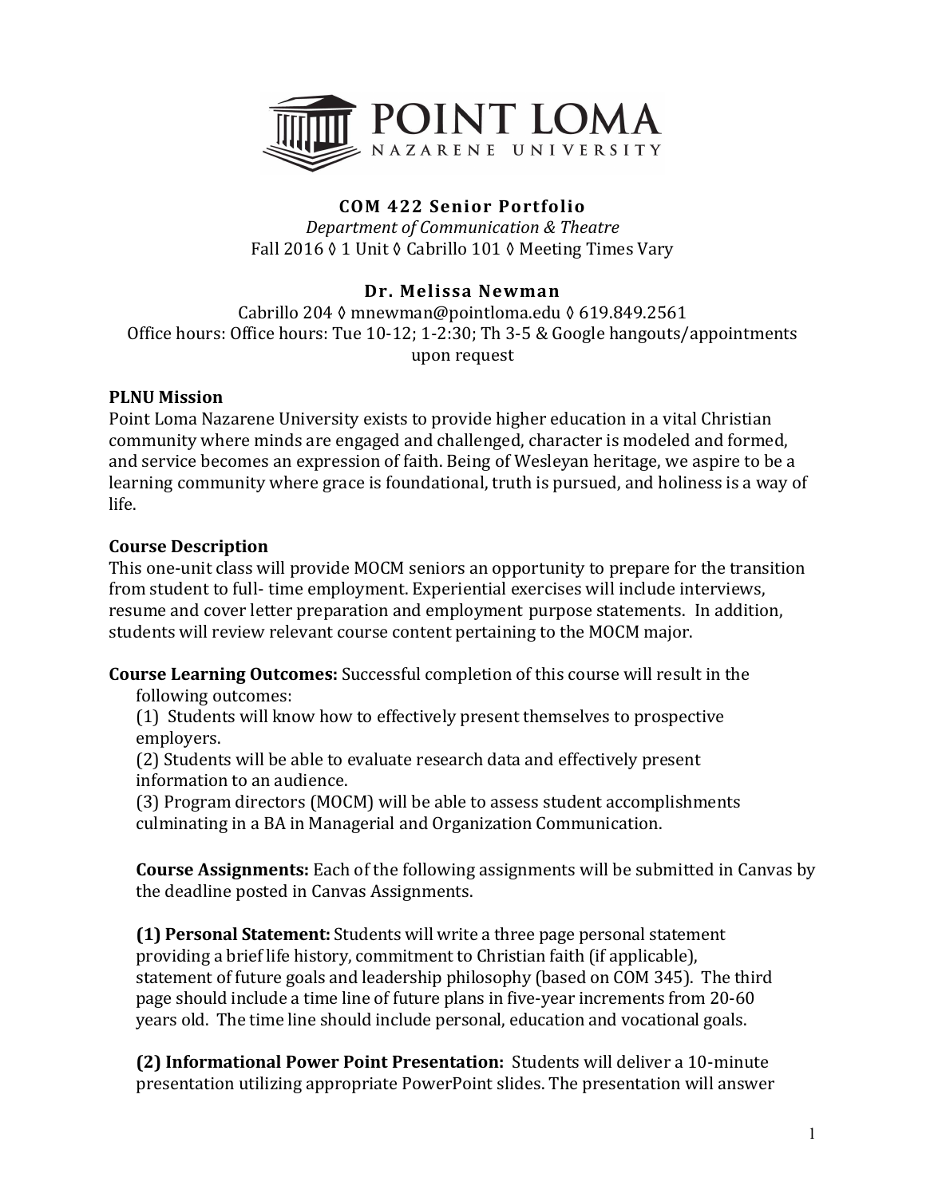POINT LOMA NAZARENE UNIVERSITY

# COM 422 Senior Portfolio

*Department of Communication & Theatre*
Fall 2016 ◊ 1 Unit ◊ Cabrillo 101 ◊ Meeting Times Vary

## Dr. Melissa Newman

Cabrillo 204 ◊ mnewman@pointloma.edu ◊ 619.849.2561
Office hours: Office hours: Tue 10-12; 1-2:30; Th 3-5 & Google hangouts/appointments upon request

**PLNU Mission**

Point Loma Nazarene University exists to provide higher education in a vital Christian community where minds are engaged and challenged, character is modeled and formed, and service becomes an expression of faith. Being of Wesleyan heritage, we aspire to be a learning community where grace is foundational, truth is pursued, and holiness is a way of life.

**Course Description**

This one-unit class will provide MOCM seniors an opportunity to prepare for the transition from student to full- time employment. Experiential exercises will include interviews, resume and cover letter preparation and employment purpose statements. In addition, students will review relevant course content pertaining to the MOCM major.

**Course Learning Outcomes:** Successful completion of this course will result in the following outcomes:

(1) Students will know how to effectively present themselves to prospective employers.
(2) Students will be able to evaluate research data and effectively present information to an audience.
(3) Program directors (MOCM) will be able to assess student accomplishments culminating in a BA in Managerial and Organization Communication.

**Course Assignments:** Each of the following assignments will be submitted in Canvas by the deadline posted in Canvas Assignments.

**(1) Personal Statement:** Students will write a three page personal statement providing a brief life history, commitment to Christian faith (if applicable), statement of future goals and leadership philosophy (based on COM 345). The third page should include a time line of future plans in five-year increments from 20-60 years old. The time line should include personal, education and vocational goals.

**(2) Informational Power Point Presentation:** Students will deliver a 10-minute presentation utilizing appropriate PowerPoint slides. The presentation will answer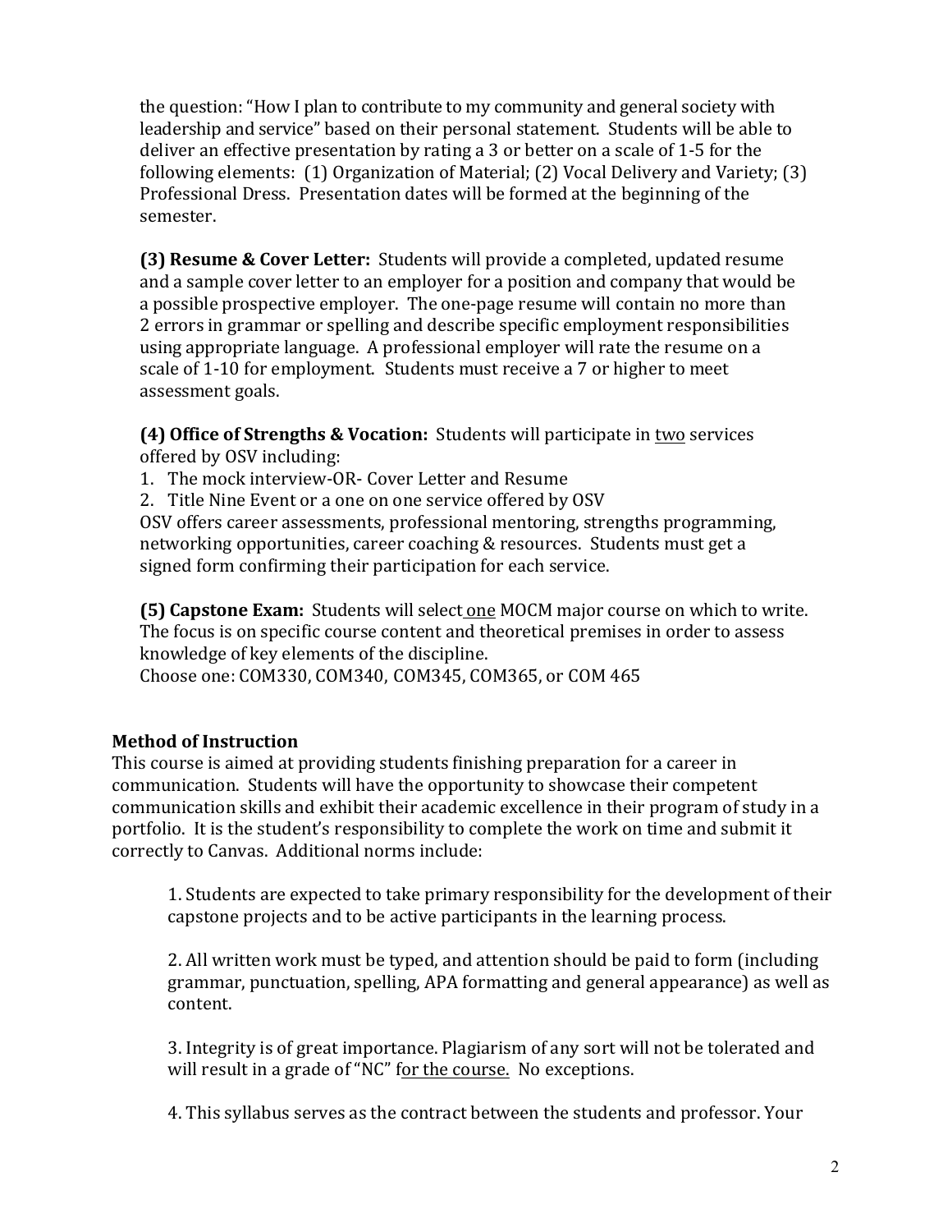the question: "How I plan to contribute to my community and general society with leadership and service" based on their personal statement. Students will be able to deliver an effective presentation by rating a 3 or better on a scale of 1-5 for the following elements: (1) Organization of Material; (2) Vocal Delivery and Variety; (3) Professional Dress. Presentation dates will be formed at the beginning of the semester.

**(3) Resume & Cover Letter:** Students will provide a completed, updated resume and a sample cover letter to an employer for a position and company that would be a possible prospective employer. The one-page resume will contain no more than 2 errors in grammar or spelling and describe specific employment responsibilities using appropriate language. A professional employer will rate the resume on a scale of 1-10 for employment. Students must receive a 7 or higher to meet assessment goals.

**(4) Office of Strengths & Vocation:** Students will participate in <u>two</u> services offered by OSV including:

1. The mock interview-OR- Cover Letter and Resume
2. Title Nine Event or a one on one service offered by OSV

OSV offers career assessments, professional mentoring, strengths programming, networking opportunities, career coaching & resources. Students must get a signed form confirming their participation for each service.

**(5) Capstone Exam:** Students will select <u>one</u> MOCM major course on which to write. The focus is on specific course content and theoretical premises in order to assess knowledge of key elements of the discipline.
Choose one: COM330, COM340, COM345, COM365, or COM 465

### Method of Instruction

This course is aimed at providing students finishing preparation for a career in communication. Students will have the opportunity to showcase their competent communication skills and exhibit their academic excellence in their program of study in a portfolio. It is the student's responsibility to complete the work on time and submit it correctly to Canvas. Additional norms include:

1. Students are expected to take primary responsibility for the development of their capstone projects and to be active participants in the learning process.

2. All written work must be typed, and attention should be paid to form (including grammar, punctuation, spelling, APA formatting and general appearance) as well as content.

3. Integrity is of great importance. Plagiarism of any sort will not be tolerated and will result in a grade of "NC" <u>for the course.</u> No exceptions.

4. This syllabus serves as the contract between the students and professor. Your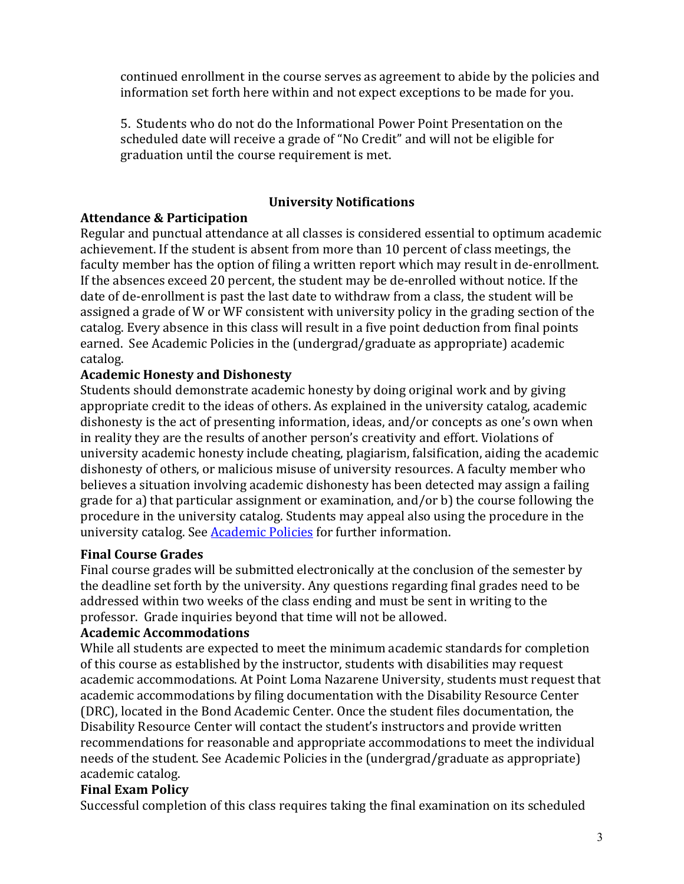continued enrollment in the course serves as agreement to abide by the policies and information set forth here within and not expect exceptions to be made for you.

5. Students who do not do the Informational Power Point Presentation on the scheduled date will receive a grade of "No Credit" and will not be eligible for graduation until the course requirement is met.

## University Notifications

**Attendance & Participation**

Regular and punctual attendance at all classes is considered essential to optimum academic achievement. If the student is absent from more than 10 percent of class meetings, the faculty member has the option of filing a written report which may result in de-enrollment. If the absences exceed 20 percent, the student may be de-enrolled without notice. If the date of de-enrollment is past the last date to withdraw from a class, the student will be assigned a grade of W or WF consistent with university policy in the grading section of the catalog. Every absence in this class will result in a five point deduction from final points earned. See Academic Policies in the (undergrad/graduate as appropriate) academic catalog.

**Academic Honesty and Dishonesty**

Students should demonstrate academic honesty by doing original work and by giving appropriate credit to the ideas of others. As explained in the university catalog, academic dishonesty is the act of presenting information, ideas, and/or concepts as one's own when in reality they are the results of another person's creativity and effort. Violations of university academic honesty include cheating, plagiarism, falsification, aiding the academic dishonesty of others, or malicious misuse of university resources. A faculty member who believes a situation involving academic dishonesty has been detected may assign a failing grade for a) that particular assignment or examination, and/or b) the course following the procedure in the university catalog. Students may appeal also using the procedure in the university catalog. See Academic Policies for further information.

**Final Course Grades**

Final course grades will be submitted electronically at the conclusion of the semester by the deadline set forth by the university. Any questions regarding final grades need to be addressed within two weeks of the class ending and must be sent in writing to the professor. Grade inquiries beyond that time will not be allowed.

**Academic Accommodations**

While all students are expected to meet the minimum academic standards for completion of this course as established by the instructor, students with disabilities may request academic accommodations. At Point Loma Nazarene University, students must request that academic accommodations by filing documentation with the Disability Resource Center (DRC), located in the Bond Academic Center. Once the student files documentation, the Disability Resource Center will contact the student's instructors and provide written recommendations for reasonable and appropriate accommodations to meet the individual needs of the student. See Academic Policies in the (undergrad/graduate as appropriate) academic catalog.

**Final Exam Policy**

Successful completion of this class requires taking the final examination on its scheduled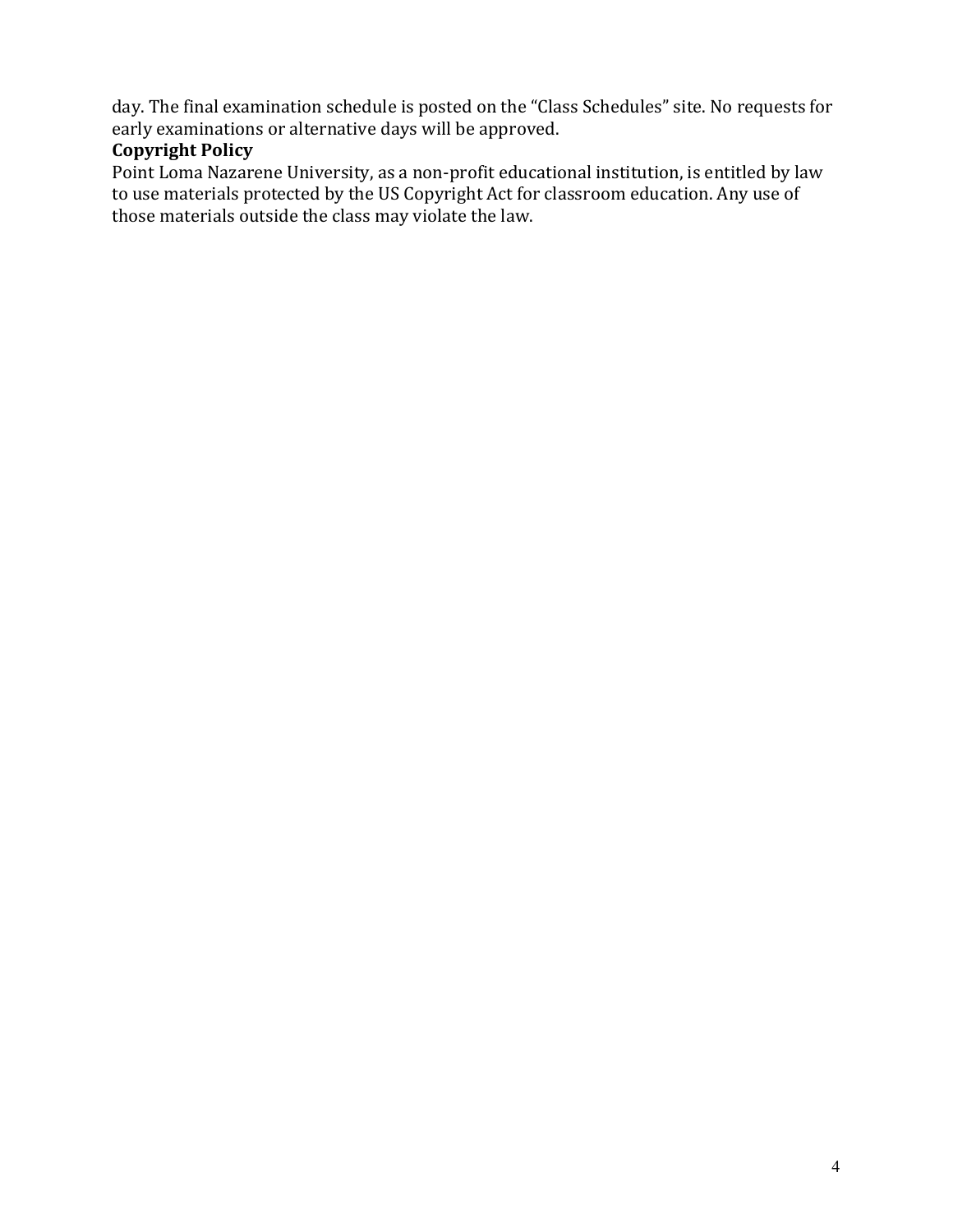day. The final examination schedule is posted on the "Class Schedules" site. No requests for early examinations or alternative days will be approved.

**Copyright Policy**

Point Loma Nazarene University, as a non-profit educational institution, is entitled by law to use materials protected by the US Copyright Act for classroom education. Any use of those materials outside the class may violate the law.